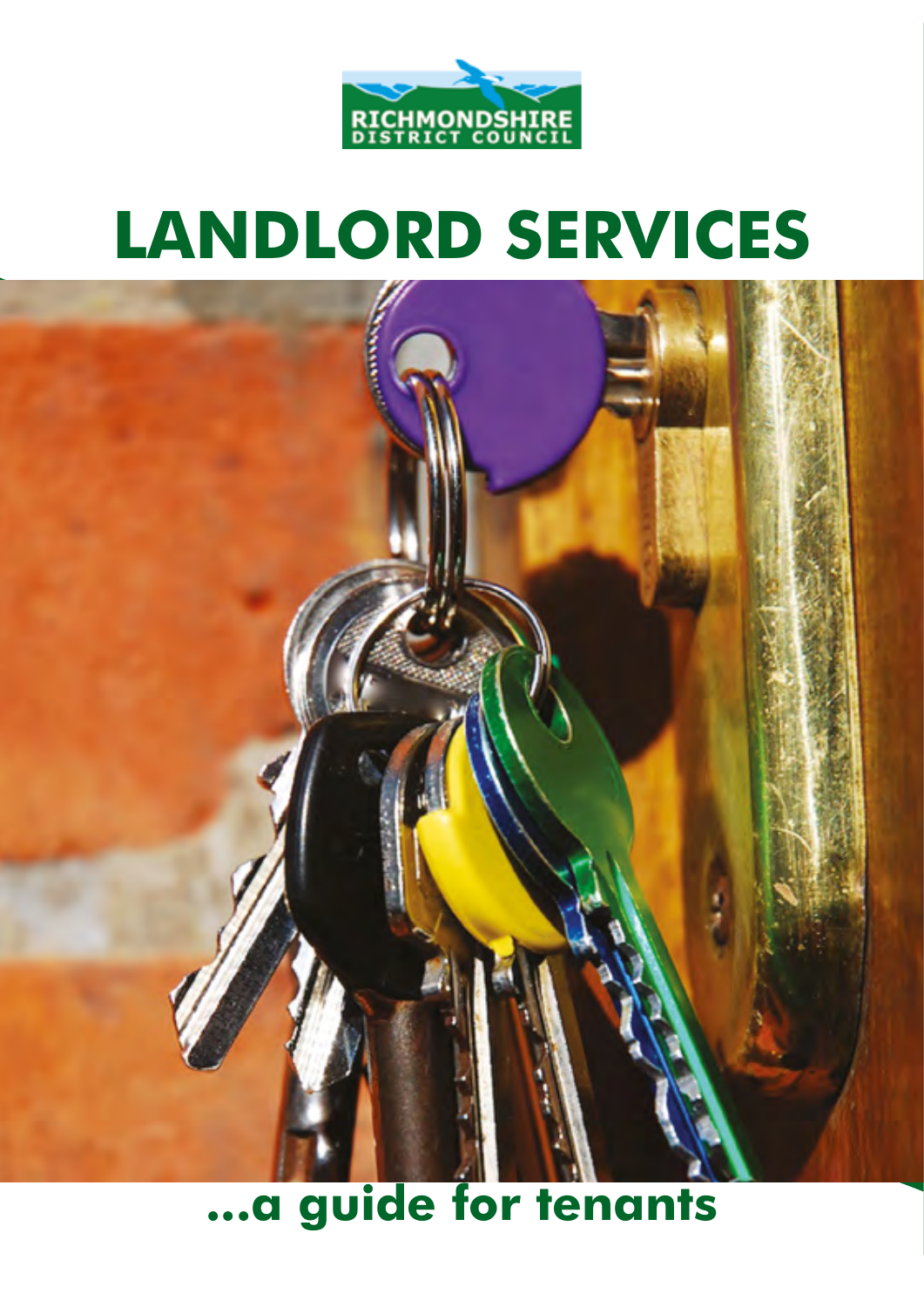RICHMONDSHIRE DISTRICT COUNCIL

# LANDLORD SERVICES

## ...a guide for tenants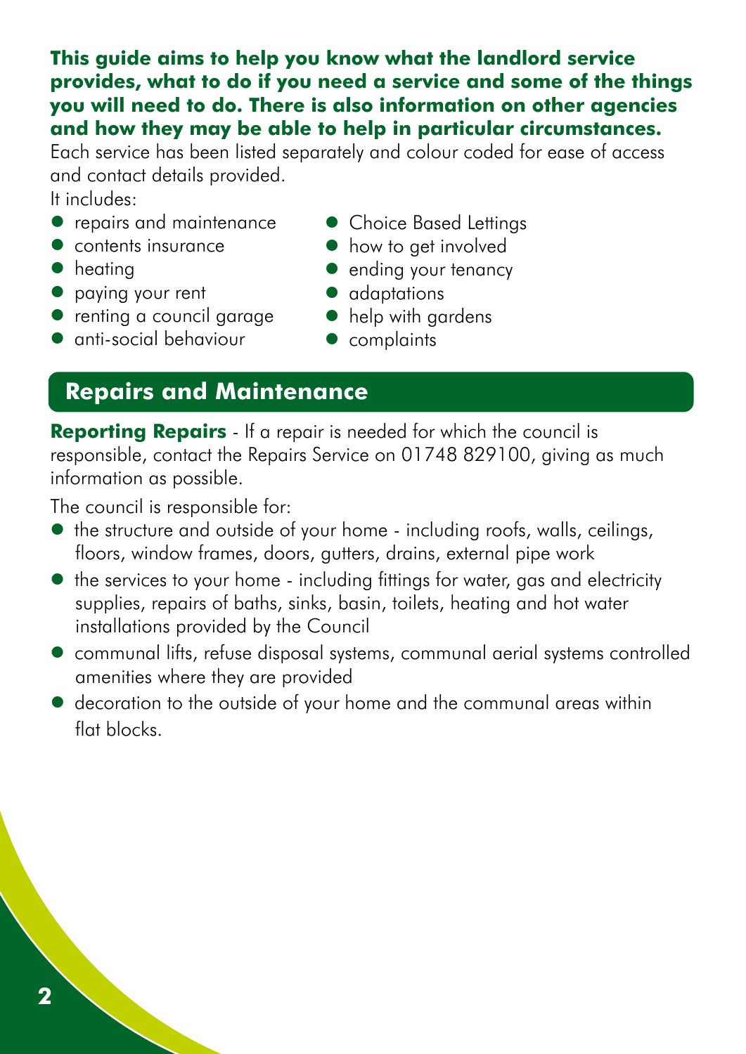**This guide aims to help you know what the landlord service provides, what to do if you need a service and some of the things you will need to do. There is also information on other agencies and how they may be able to help in particular circumstances.**

Each service has been listed separately and colour coded for ease of access and contact details provided.

It includes:

- repairs and maintenance
- contents insurance
- heating
- paying your rent
- renting a council garage
- anti-social behaviour
- Choice Based Lettings
- how to get involved
- ending your tenancy
- adaptations
- help with gardens
- complaints

## Repairs and Maintenance

**Reporting Repairs** - If a repair is needed for which the council is responsible, contact the Repairs Service on 01748 829100, giving as much information as possible.

The council is responsible for:

- the structure and outside of your home - including roofs, walls, ceilings, floors, window frames, doors, gutters, drains, external pipe work
- the services to your home - including fittings for water, gas and electricity supplies, repairs of baths, sinks, basin, toilets, heating and hot water installations provided by the Council
- communal lifts, refuse disposal systems, communal aerial systems controlled amenities where they are provided
- decoration to the outside of your home and the communal areas within flat blocks.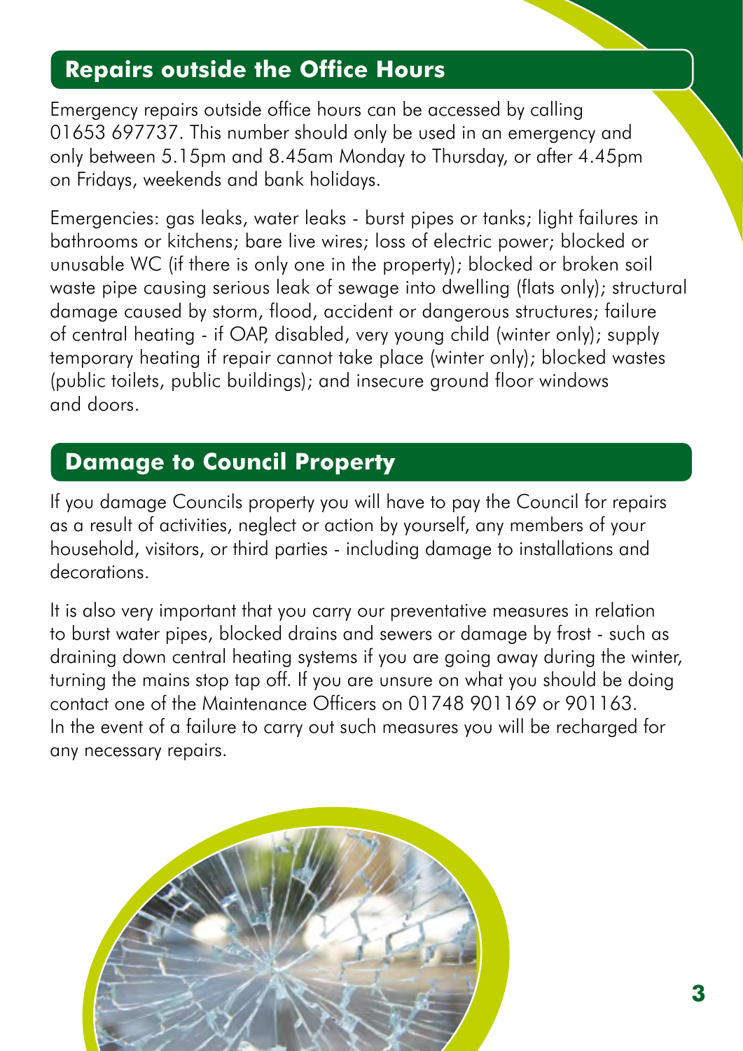## Repairs outside the Office Hours

Emergency repairs outside office hours can be accessed by calling 01653 697737. This number should only be used in an emergency and only between 5.15pm and 8.45am Monday to Thursday, or after 4.45pm on Fridays, weekends and bank holidays.

Emergencies: gas leaks, water leaks - burst pipes or tanks; light failures in bathrooms or kitchens; bare live wires; loss of electric power; blocked or unusable WC (if there is only one in the property); blocked or broken soil waste pipe causing serious leak of sewage into dwelling (flats only); structural damage caused by storm, flood, accident or dangerous structures; failure of central heating - if OAP, disabled, very young child (winter only); supply temporary heating if repair cannot take place (winter only); blocked wastes (public toilets, public buildings); and insecure ground floor windows and doors.

## Damage to Council Property

If you damage Councils property you will have to pay the Council for repairs as a result of activities, neglect or action by yourself, any members of your household, visitors, or third parties - including damage to installations and decorations.

It is also very important that you carry our preventative measures in relation to burst water pipes, blocked drains and sewers or damage by frost - such as draining down central heating systems if you are going away during the winter, turning the mains stop tap off. If you are unsure on what you should be doing contact one of the Maintenance Officers on 01748 901169 or 901163. In the event of a failure to carry out such measures you will be recharged for any necessary repairs.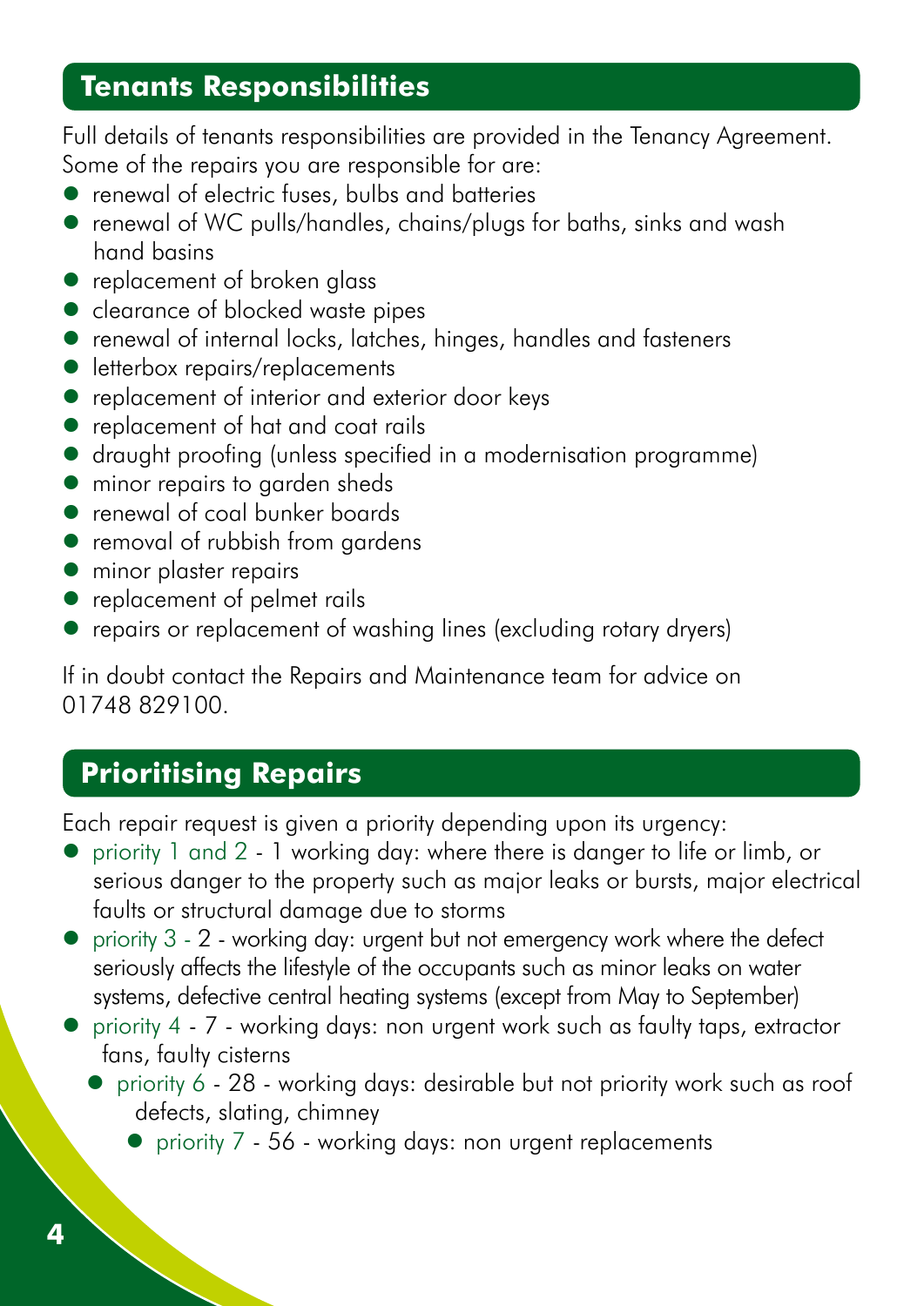## Tenants Responsibilities

Full details of tenants responsibilities are provided in the Tenancy Agreement. Some of the repairs you are responsible for are:

- renewal of electric fuses, bulbs and batteries
- renewal of WC pulls/handles, chains/plugs for baths, sinks and wash hand basins
- replacement of broken glass
- clearance of blocked waste pipes
- renewal of internal locks, latches, hinges, handles and fasteners
- letterbox repairs/replacements
- replacement of interior and exterior door keys
- replacement of hat and coat rails
- draught proofing (unless specified in a modernisation programme)
- minor repairs to garden sheds
- renewal of coal bunker boards
- removal of rubbish from gardens
- minor plaster repairs
- replacement of pelmet rails
- repairs or replacement of washing lines (excluding rotary dryers)

If in doubt contact the Repairs and Maintenance team for advice on 01748 829100.

## Prioritising Repairs

Each repair request is given a priority depending upon its urgency:

- priority 1 and 2 - 1 working day: where there is danger to life or limb, or serious danger to the property such as major leaks or bursts, major electrical faults or structural damage due to storms
- priority 3 - 2 - working day: urgent but not emergency work where the defect seriously affects the lifestyle of the occupants such as minor leaks on water systems, defective central heating systems (except from May to September)
- priority 4 - 7 - working days: non urgent work such as faulty taps, extractor fans, faulty cisterns
- priority 6 - 28 - working days: desirable but not priority work such as roof defects, slating, chimney
- priority 7 - 56 - working days: non urgent replacements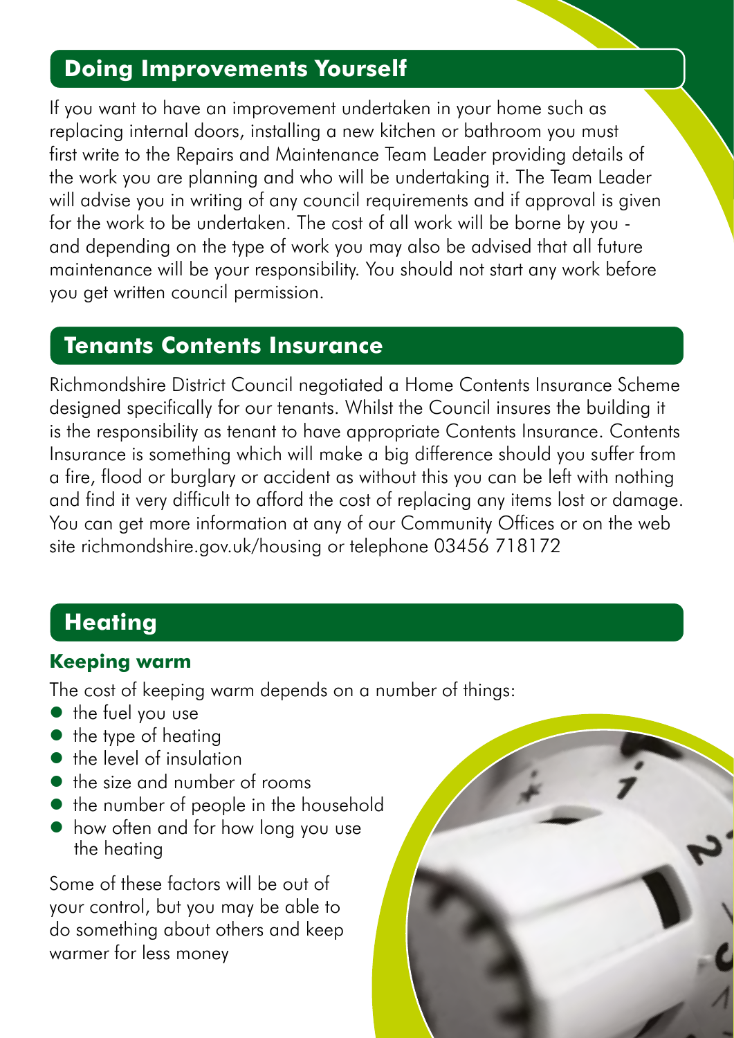## Doing Improvements Yourself

If you want to have an improvement undertaken in your home such as replacing internal doors, installing a new kitchen or bathroom you must first write to the Repairs and Maintenance Team Leader providing details of the work you are planning and who will be undertaking it. The Team Leader will advise you in writing of any council requirements and if approval is given for the work to be undertaken. The cost of all work will be borne by you - and depending on the type of work you may also be advised that all future maintenance will be your responsibility. You should not start any work before you get written council permission.

## Tenants Contents Insurance

Richmondshire District Council negotiated a Home Contents Insurance Scheme designed specifically for our tenants. Whilst the Council insures the building it is the responsibility as tenant to have appropriate Contents Insurance. Contents Insurance is something which will make a big difference should you suffer from a fire, flood or burglary or accident as without this you can be left with nothing and find it very difficult to afford the cost of replacing any items lost or damage. You can get more information at any of our Community Offices or on the web site richmondshire.gov.uk/housing or telephone 03456 718172

## Heating

### Keeping warm

The cost of keeping warm depends on a number of things:

- the fuel you use
- the type of heating
- the level of insulation
- the size and number of rooms
- the number of people in the household
- how often and for how long you use the heating

Some of these factors will be out of your control, but you may be able to do something about others and keep warmer for less money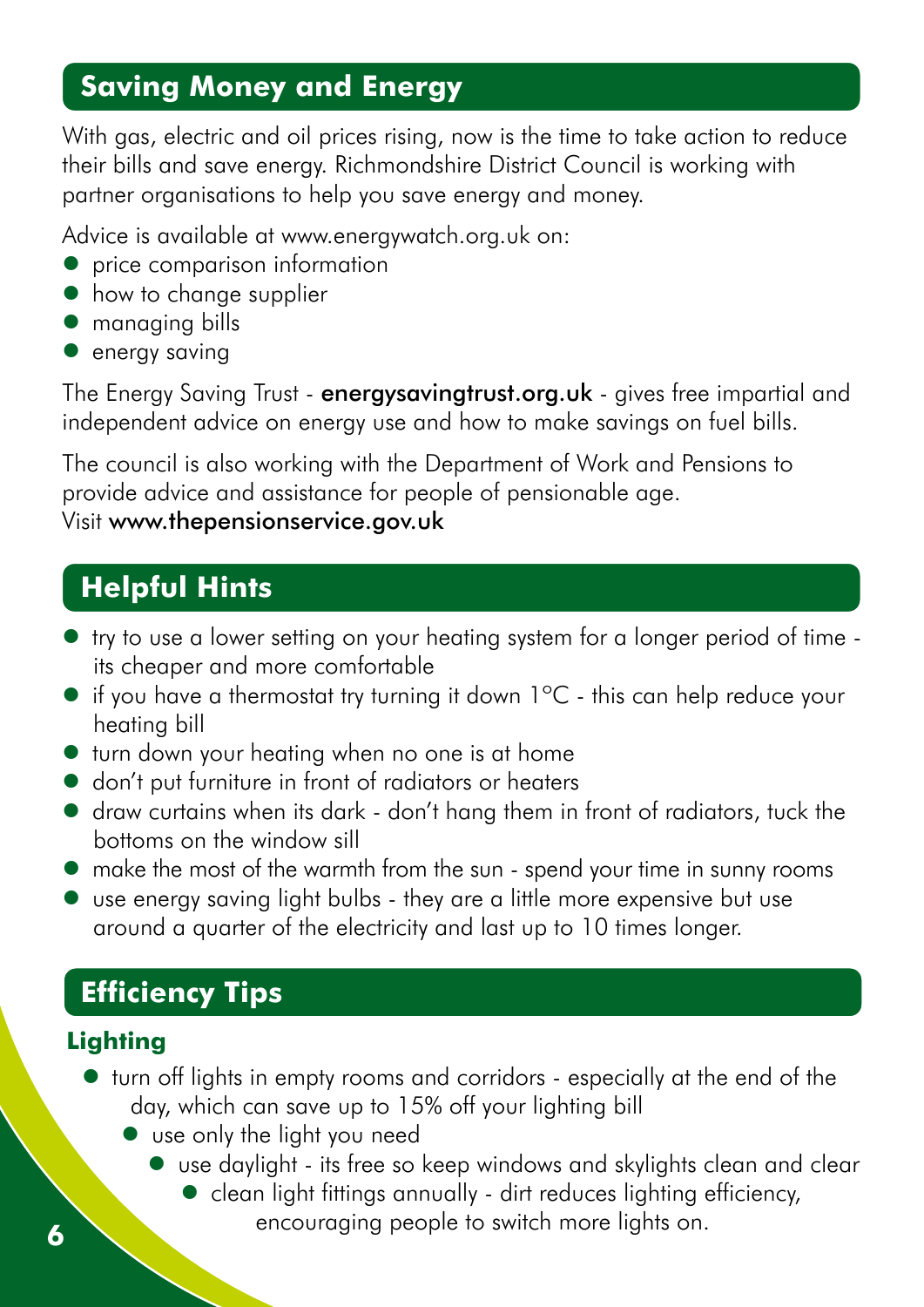## Saving Money and Energy

With gas, electric and oil prices rising, now is the time to take action to reduce their bills and save energy. Richmondshire District Council is working with partner organisations to help you save energy and money.

Advice is available at www.energywatch.org.uk on:

- price comparison information
- how to change supplier
- managing bills
- energy saving

The Energy Saving Trust - **energysavingtrust.org.uk** - gives free impartial and independent advice on energy use and how to make savings on fuel bills.

The council is also working with the Department of Work and Pensions to provide advice and assistance for people of pensionable age.
Visit **www.thepensionservice.gov.uk**

## Helpful Hints

- try to use a lower setting on your heating system for a longer period of time - its cheaper and more comfortable
- if you have a thermostat try turning it down 1°C - this can help reduce your heating bill
- turn down your heating when no one is at home
- don't put furniture in front of radiators or heaters
- draw curtains when its dark - don't hang them in front of radiators, tuck the bottoms on the window sill
- make the most of the warmth from the sun - spend your time in sunny rooms
- use energy saving light bulbs - they are a little more expensive but use around a quarter of the electricity and last up to 10 times longer.

## Efficiency Tips

### Lighting

- turn off lights in empty rooms and corridors - especially at the end of the day, which can save up to 15% off your lighting bill
- use only the light you need
- use daylight - its free so keep windows and skylights clean and clear
- clean light fittings annually - dirt reduces lighting efficiency, encouraging people to switch more lights on.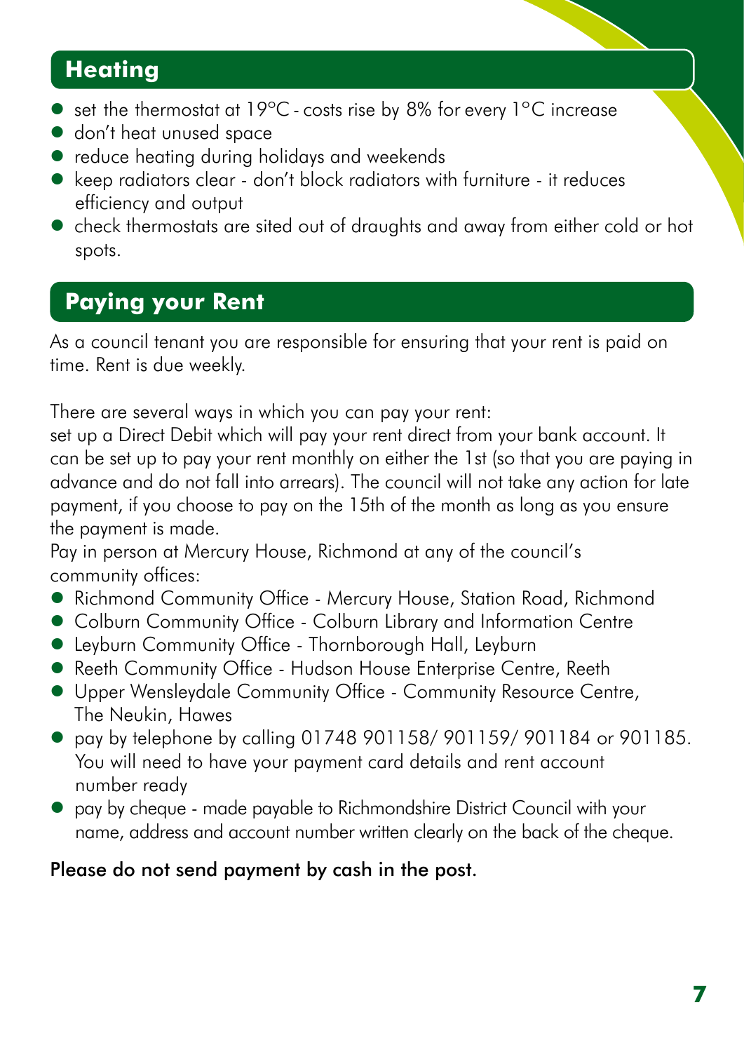## Heating

- set the thermostat at 19°C - costs rise by 8% for every 1°C increase
- don't heat unused space
- reduce heating during holidays and weekends
- keep radiators clear - don't block radiators with furniture - it reduces efficiency and output
- check thermostats are sited out of draughts and away from either cold or hot spots.

## Paying your Rent

As a council tenant you are responsible for ensuring that your rent is paid on time. Rent is due weekly.

There are several ways in which you can pay your rent:
set up a Direct Debit which will pay your rent direct from your bank account. It can be set up to pay your rent monthly on either the 1st (so that you are paying in advance and do not fall into arrears). The council will not take any action for late payment, if you choose to pay on the 15th of the month as long as you ensure the payment is made.
Pay in person at Mercury House, Richmond at any of the council's community offices:

- Richmond Community Office - Mercury House, Station Road, Richmond
- Colburn Community Office - Colburn Library and Information Centre
- Leyburn Community Office - Thornborough Hall, Leyburn
- Reeth Community Office - Hudson House Enterprise Centre, Reeth
- Upper Wensleydale Community Office - Community Resource Centre, The Neukin, Hawes
- pay by telephone by calling 01748 901158/ 901159/ 901184 or 901185. You will need to have your payment card details and rent account number ready
- pay by cheque - made payable to Richmondshire District Council with your name, address and account number written clearly on the back of the cheque.

Please do not send payment by cash in the post.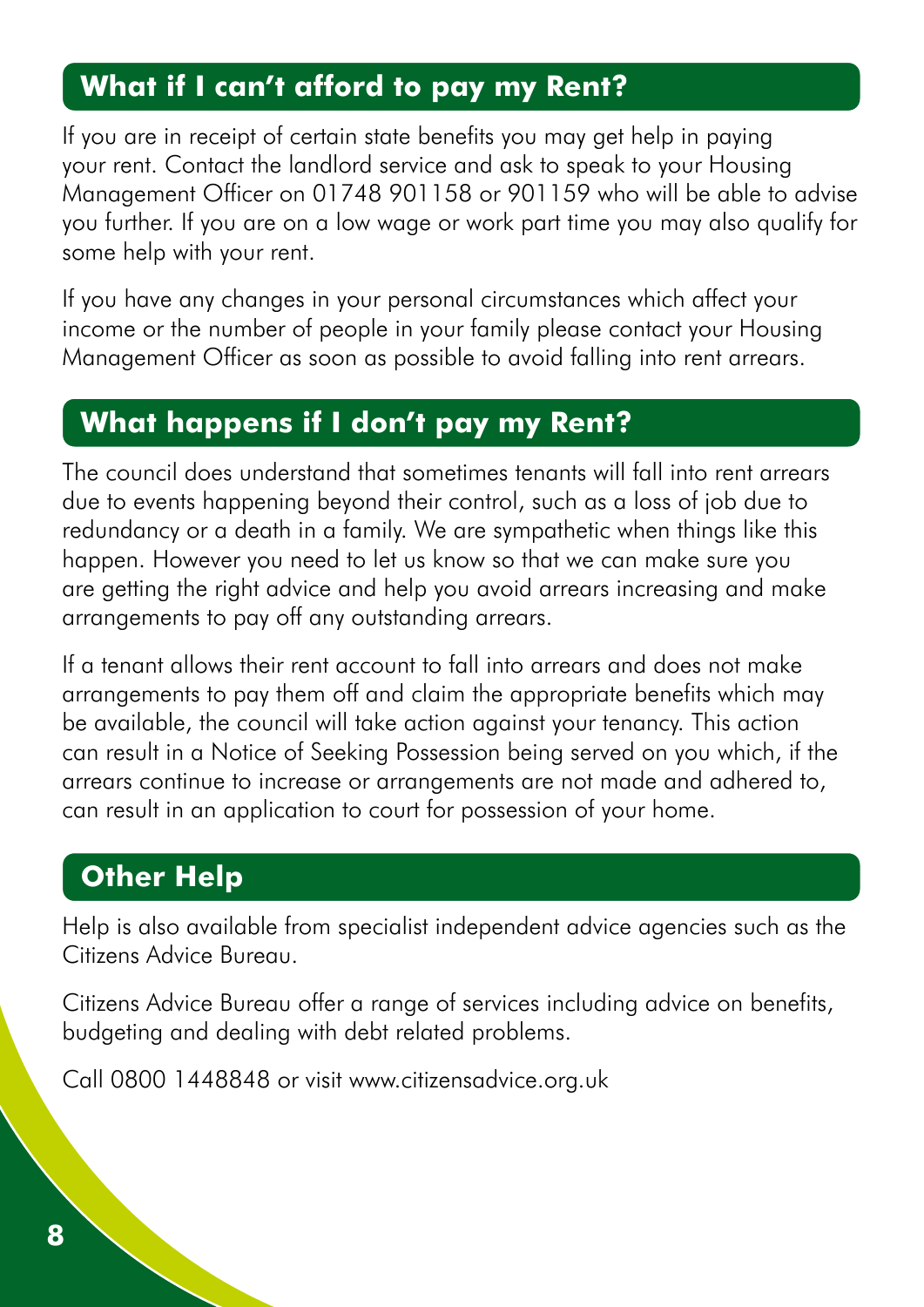## What if I can't afford to pay my Rent?

If you are in receipt of certain state benefits you may get help in paying your rent. Contact the landlord service and ask to speak to your Housing Management Officer on 01748 901158 or 901159 who will be able to advise you further. If you are on a low wage or work part time you may also qualify for some help with your rent.

If you have any changes in your personal circumstances which affect your income or the number of people in your family please contact your Housing Management Officer as soon as possible to avoid falling into rent arrears.

## What happens if I don't pay my Rent?

The council does understand that sometimes tenants will fall into rent arrears due to events happening beyond their control, such as a loss of job due to redundancy or a death in a family. We are sympathetic when things like this happen. However you need to let us know so that we can make sure you are getting the right advice and help you avoid arrears increasing and make arrangements to pay off any outstanding arrears.

If a tenant allows their rent account to fall into arrears and does not make arrangements to pay them off and claim the appropriate benefits which may be available, the council will take action against your tenancy. This action can result in a Notice of Seeking Possession being served on you which, if the arrears continue to increase or arrangements are not made and adhered to, can result in an application to court for possession of your home.

## Other Help

Help is also available from specialist independent advice agencies such as the Citizens Advice Bureau.

Citizens Advice Bureau offer a range of services including advice on benefits, budgeting and dealing with debt related problems.

Call 0800 1448848 or visit www.citizensadvice.org.uk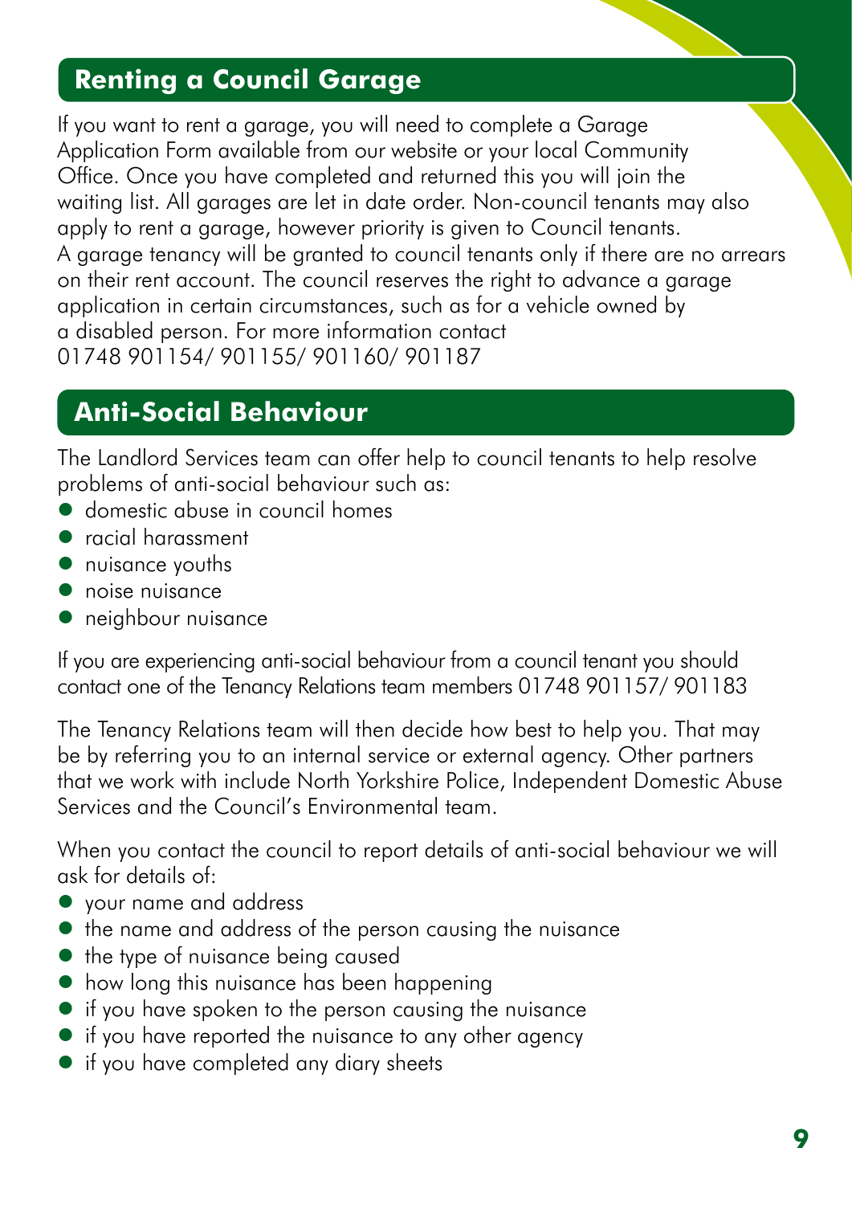## Renting a Council Garage

If you want to rent a garage, you will need to complete a Garage Application Form available from our website or your local Community Office. Once you have completed and returned this you will join the waiting list. All garages are let in date order. Non-council tenants may also apply to rent a garage, however priority is given to Council tenants. A garage tenancy will be granted to council tenants only if there are no arrears on their rent account. The council reserves the right to advance a garage application in certain circumstances, such as for a vehicle owned by a disabled person. For more information contact 01748 901154/ 901155/ 901160/ 901187

## Anti-Social Behaviour

The Landlord Services team can offer help to council tenants to help resolve problems of anti-social behaviour such as:

- domestic abuse in council homes
- racial harassment
- nuisance youths
- noise nuisance
- neighbour nuisance

If you are experiencing anti-social behaviour from a council tenant you should contact one of the Tenancy Relations team members 01748 901157/ 901183

The Tenancy Relations team will then decide how best to help you. That may be by referring you to an internal service or external agency. Other partners that we work with include North Yorkshire Police, Independent Domestic Abuse Services and the Council's Environmental team.

When you contact the council to report details of anti-social behaviour we will ask for details of:

- your name and address
- the name and address of the person causing the nuisance
- the type of nuisance being caused
- how long this nuisance has been happening
- if you have spoken to the person causing the nuisance
- if you have reported the nuisance to any other agency
- if you have completed any diary sheets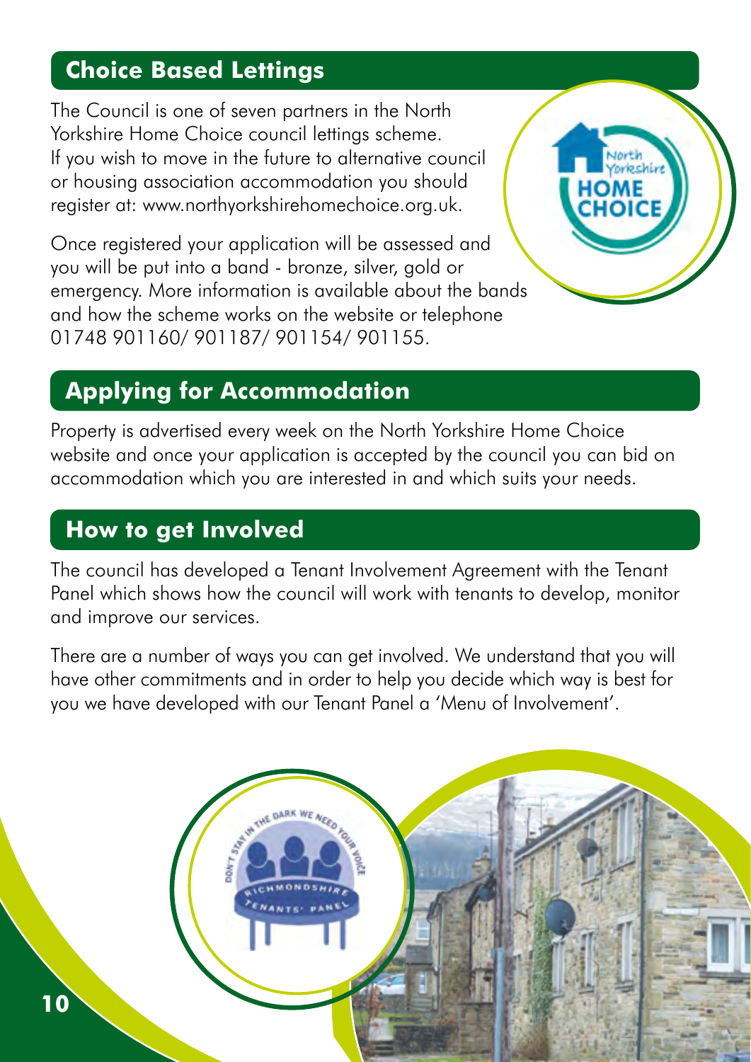## Choice Based Lettings

The Council is one of seven partners in the North Yorkshire Home Choice council lettings scheme. If you wish to move in the future to alternative council or housing association accommodation you should register at: www.northyorkshirehomechoice.org.uk.

Once registered your application will be assessed and you will be put into a band - bronze, silver, gold or emergency. More information is available about the bands and how the scheme works on the website or telephone 01748 901160/ 901187/ 901154/ 901155.

## Applying for Accommodation

Property is advertised every week on the North Yorkshire Home Choice website and once your application is accepted by the council you can bid on accommodation which you are interested in and which suits your needs.

## How to get Involved

The council has developed a Tenant Involvement Agreement with the Tenant Panel which shows how the council will work with tenants to develop, monitor and improve our services.

There are a number of ways you can get involved. We understand that you will have other commitments and in order to help you decide which way is best for you we have developed with our Tenant Panel a 'Menu of Involvement'.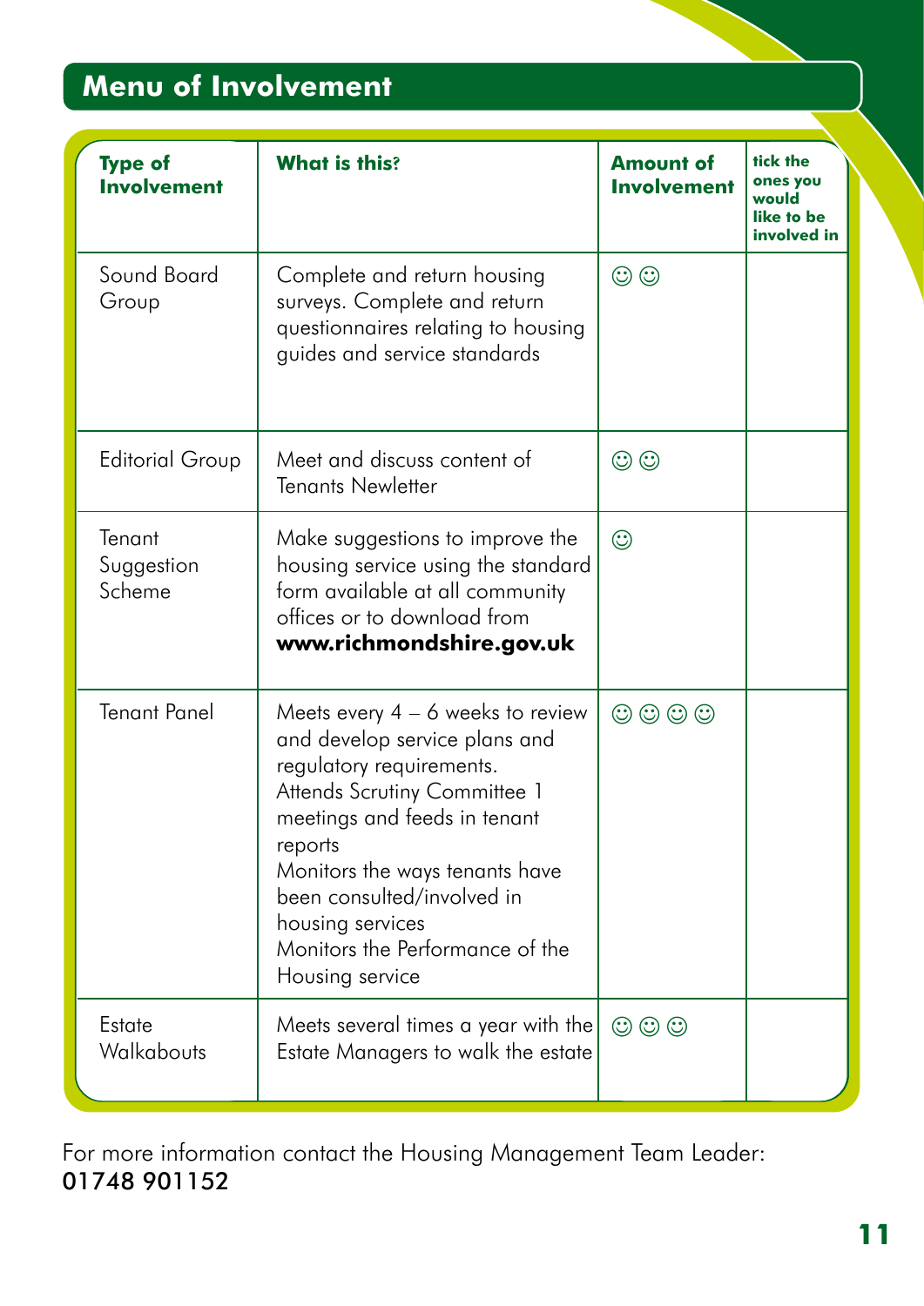## Menu of Involvement

| Type of Involvement | What is this? | Amount of Involvement | tick the ones you would like to be involved in |
|---|---|---|---|
| Sound Board Group | Complete and return housing surveys. Complete and return questionnaires relating to housing guides and service standards | ☺☺ | |
| Editorial Group | Meet and discuss content of Tenants Newletter | ☺☺ | |
| Tenant Suggestion Scheme | Make suggestions to improve the housing service using the standard form available at all community offices or to download from **www.richmondshire.gov.uk** | ☺ | |
| Tenant Panel | Meets every 4 – 6 weeks to review and develop service plans and regulatory requirements. Attends Scrutiny Committee 1 meetings and feeds in tenant reports Monitors the ways tenants have been consulted/involved in housing services Monitors the Performance of the Housing service | ☺☺☺☺ | |
| Estate Walkabouts | Meets several times a year with the Estate Managers to walk the estate | ☺☺☺ | |

For more information contact the Housing Management Team Leader:
01748 901152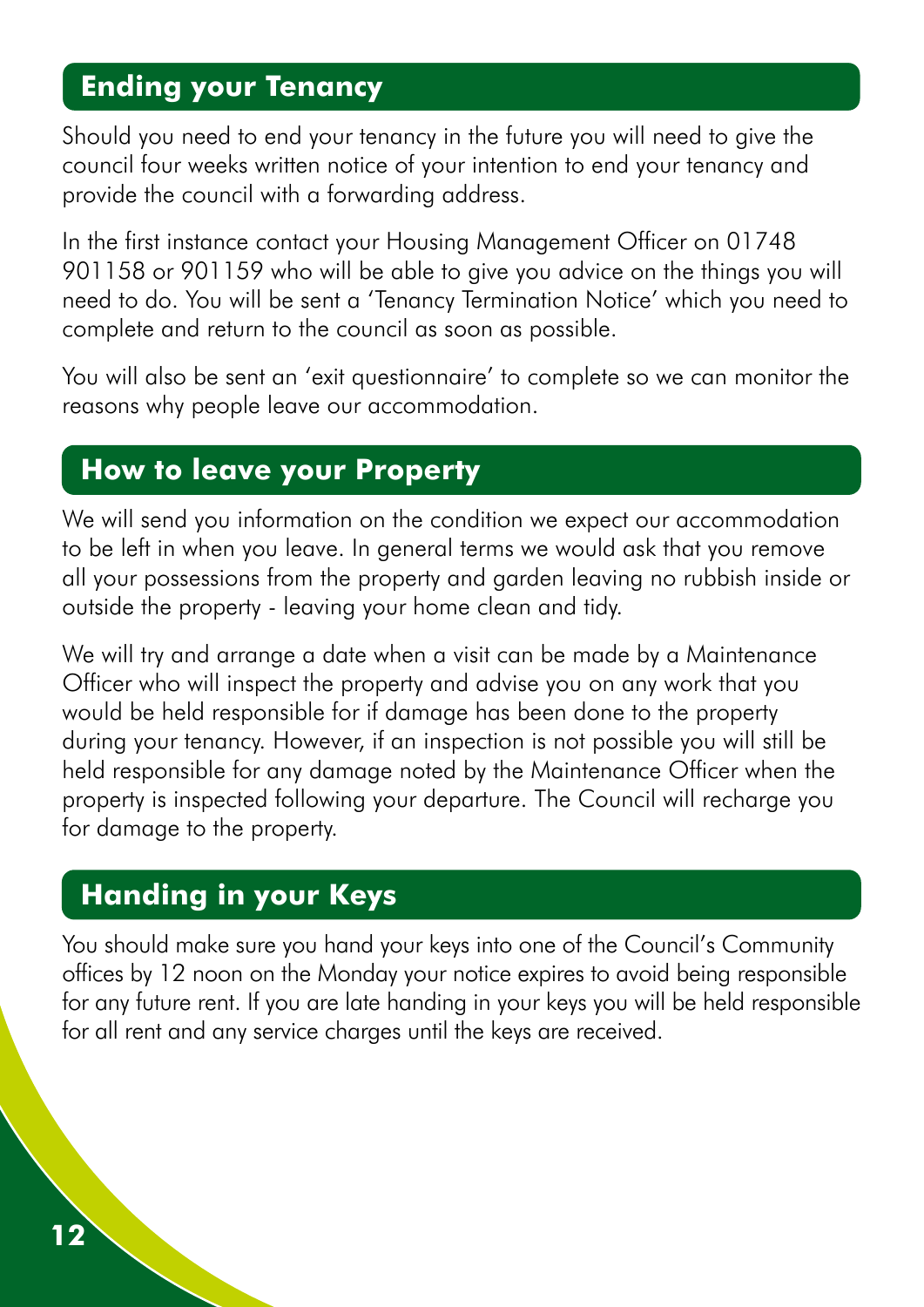## Ending your Tenancy

Should you need to end your tenancy in the future you will need to give the council four weeks written notice of your intention to end your tenancy and provide the council with a forwarding address.

In the first instance contact your Housing Management Officer on 01748 901158 or 901159 who will be able to give you advice on the things you will need to do. You will be sent a 'Tenancy Termination Notice' which you need to complete and return to the council as soon as possible.

You will also be sent an 'exit questionnaire' to complete so we can monitor the reasons why people leave our accommodation.

## How to leave your Property

We will send you information on the condition we expect our accommodation to be left in when you leave. In general terms we would ask that you remove all your possessions from the property and garden leaving no rubbish inside or outside the property - leaving your home clean and tidy.

We will try and arrange a date when a visit can be made by a Maintenance Officer who will inspect the property and advise you on any work that you would be held responsible for if damage has been done to the property during your tenancy. However, if an inspection is not possible you will still be held responsible for any damage noted by the Maintenance Officer when the property is inspected following your departure. The Council will recharge you for damage to the property.

## Handing in your Keys

You should make sure you hand your keys into one of the Council's Community offices by 12 noon on the Monday your notice expires to avoid being responsible for any future rent. If you are late handing in your keys you will be held responsible for all rent and any service charges until the keys are received.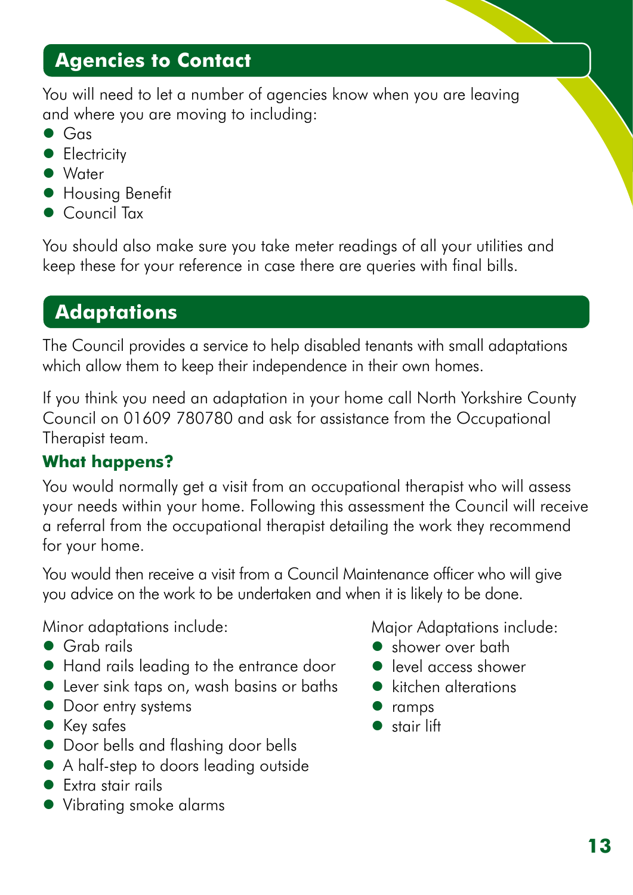## Agencies to Contact

You will need to let a number of agencies know when you are leaving and where you are moving to including:

- Gas
- Electricity
- Water
- Housing Benefit
- Council Tax

You should also make sure you take meter readings of all your utilities and keep these for your reference in case there are queries with final bills.

## Adaptations

The Council provides a service to help disabled tenants with small adaptations which allow them to keep their independence in their own homes.

If you think you need an adaptation in your home call North Yorkshire County Council on 01609 780780 and ask for assistance from the Occupational Therapist team.

### What happens?

You would normally get a visit from an occupational therapist who will assess your needs within your home. Following this assessment the Council will receive a referral from the occupational therapist detailing the work they recommend for your home.

You would then receive a visit from a Council Maintenance officer who will give you advice on the work to be undertaken and when it is likely to be done.

Minor adaptations include:

- Grab rails
- Hand rails leading to the entrance door
- Lever sink taps on, wash basins or baths
- Door entry systems
- Key safes
- Door bells and flashing door bells
- A half-step to doors leading outside
- Extra stair rails
- Vibrating smoke alarms

Major Adaptations include:

- shower over bath
- level access shower
- kitchen alterations
- ramps
- stair lift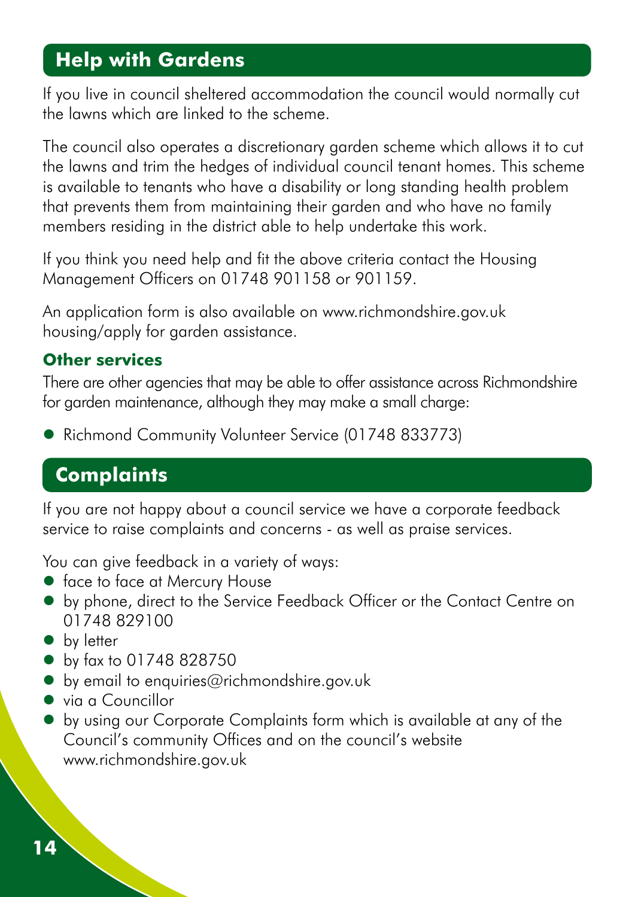## Help with Gardens

If you live in council sheltered accommodation the council would normally cut the lawns which are linked to the scheme.

The council also operates a discretionary garden scheme which allows it to cut the lawns and trim the hedges of individual council tenant homes. This scheme is available to tenants who have a disability or long standing health problem that prevents them from maintaining their garden and who have no family members residing in the district able to help undertake this work.

If you think you need help and fit the above criteria contact the Housing Management Officers on 01748 901158 or 901159.

An application form is also available on www.richmondshire.gov.uk housing/apply for garden assistance.

### Other services

There are other agencies that may be able to offer assistance across Richmondshire for garden maintenance, although they may make a small charge:

- Richmond Community Volunteer Service (01748 833773)

## Complaints

If you are not happy about a council service we have a corporate feedback service to raise complaints and concerns - as well as praise services.

You can give feedback in a variety of ways:

- face to face at Mercury House
- by phone, direct to the Service Feedback Officer or the Contact Centre on 01748 829100
- by letter
- by fax to 01748 828750
- by email to enquiries@richmondshire.gov.uk
- via a Councillor
- by using our Corporate Complaints form which is available at any of the Council's community Offices and on the council's website www.richmondshire.gov.uk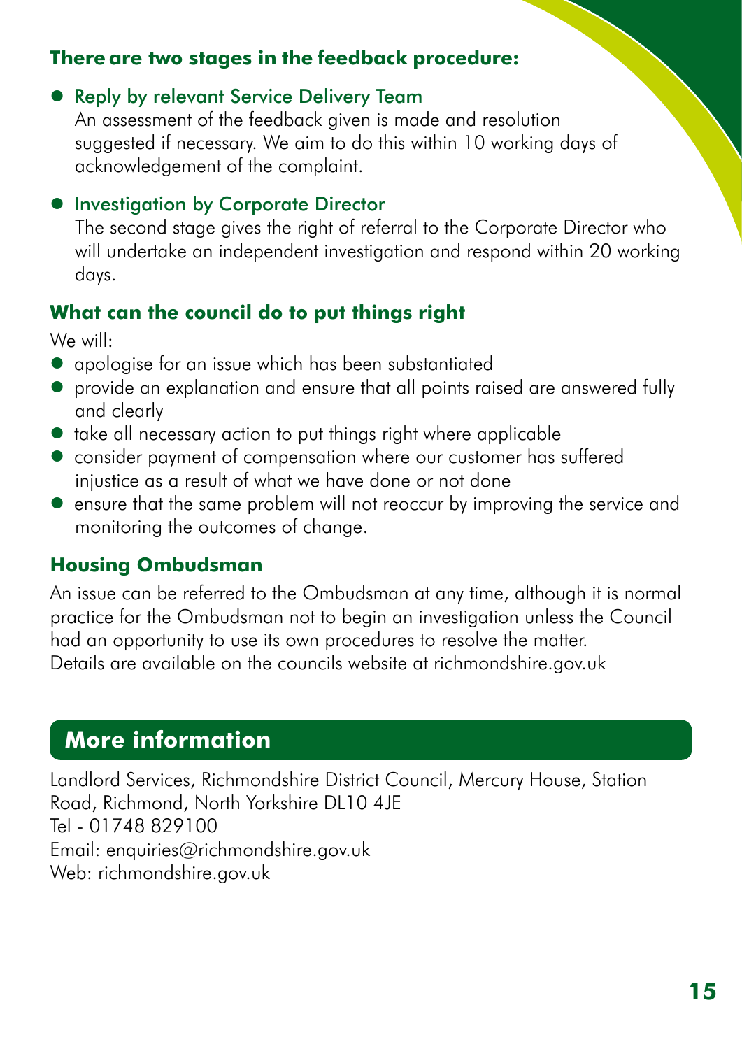**There are two stages in the feedback procedure:**

- Reply by relevant Service Delivery Team
  An assessment of the feedback given is made and resolution suggested if necessary. We aim to do this within 10 working days of acknowledgement of the complaint.

- Investigation by Corporate Director
  The second stage gives the right of referral to the Corporate Director who will undertake an independent investigation and respond within 20 working days.

### What can the council do to put things right

We will:

- apologise for an issue which has been substantiated
- provide an explanation and ensure that all points raised are answered fully and clearly
- take all necessary action to put things right where applicable
- consider payment of compensation where our customer has suffered injustice as a result of what we have done or not done
- ensure that the same problem will not reoccur by improving the service and monitoring the outcomes of change.

### Housing Ombudsman

An issue can be referred to the Ombudsman at any time, although it is normal practice for the Ombudsman not to begin an investigation unless the Council had an opportunity to use its own procedures to resolve the matter.
Details are available on the councils website at richmondshire.gov.uk

## More information

Landlord Services, Richmondshire District Council, Mercury House, Station Road, Richmond, North Yorkshire DL10 4JE
Tel - 01748 829100
Email: enquiries@richmondshire.gov.uk
Web: richmondshire.gov.uk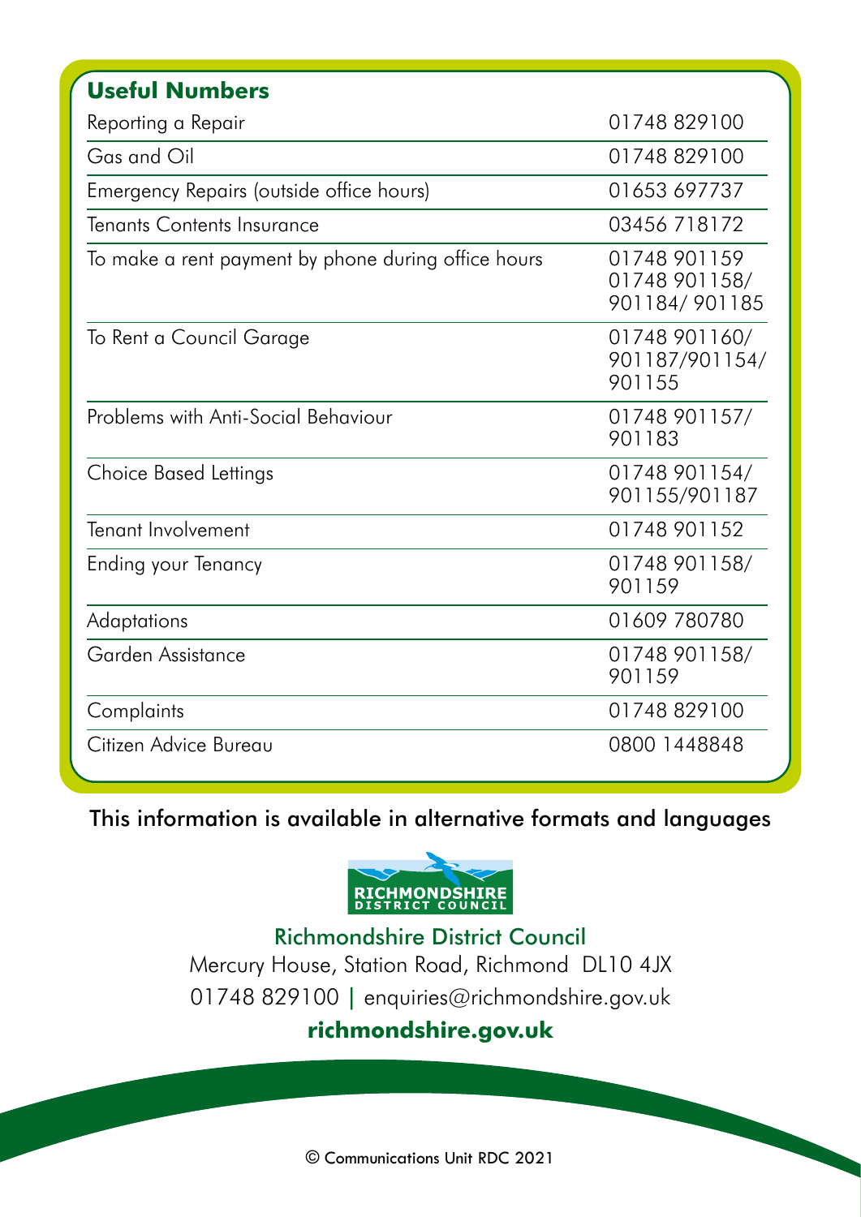## Useful Numbers

| | |
|---|---|
| Reporting a Repair | 01748 829100 |
| Gas and Oil | 01748 829100 |
| Emergency Repairs (outside office hours) | 01653 697737 |
| Tenants Contents Insurance | 03456 718172 |
| To make a rent payment by phone during office hours | 01748 901159 01748 901158/ 901184/ 901185 |
| To Rent a Council Garage | 01748 901160/ 901187/901154/ 901155 |
| Problems with Anti-Social Behaviour | 01748 901157/ 901183 |
| Choice Based Lettings | 01748 901154/ 901155/901187 |
| Tenant Involvement | 01748 901152 |
| Ending your Tenancy | 01748 901158/ 901159 |
| Adaptations | 01609 780780 |
| Garden Assistance | 01748 901158/ 901159 |
| Complaints | 01748 829100 |
| Citizen Advice Bureau | 0800 1448848 |

This information is available in alternative formats and languages

RICHMONDSHIRE DISTRICT COUNCIL

Richmondshire District Council

Mercury House, Station Road, Richmond DL10 4JX

01748 829100 | enquiries@richmondshire.gov.uk

**richmondshire.gov.uk**

© Communications Unit RDC 2021